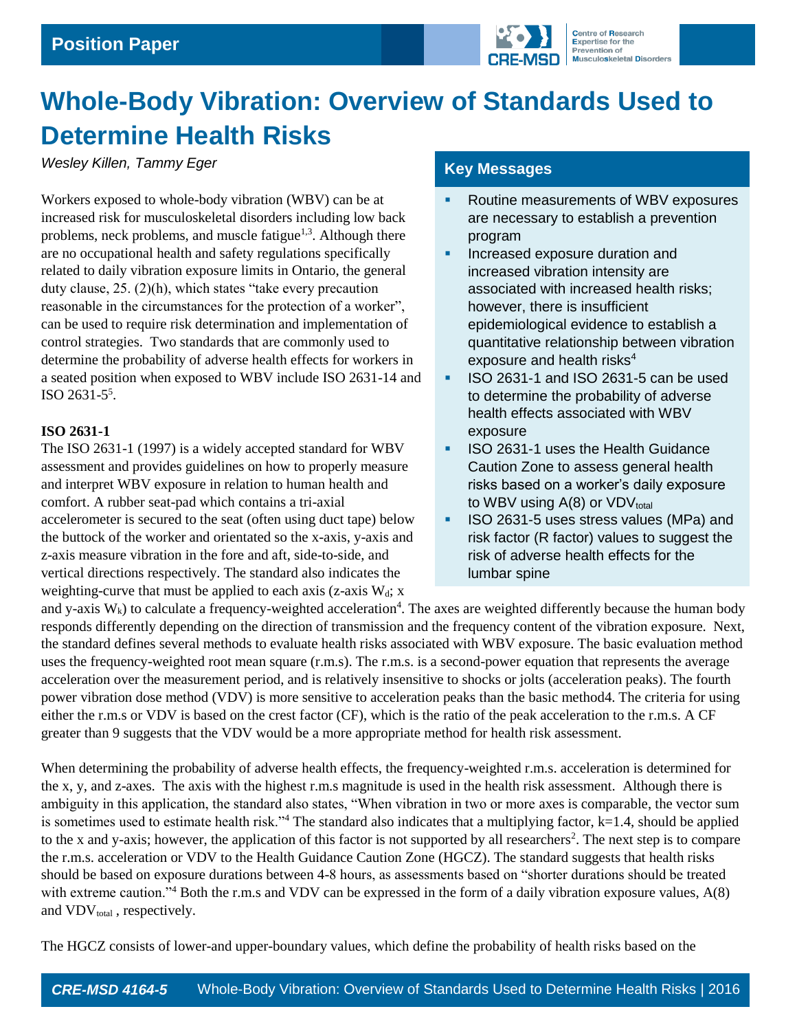Position Paper

# Whole-Body Vibration: Overview of Standards Used to Determine Health Risks

*Wesley Killen, Tammy Eger*

## Key Messages

- Routine measurements of WBV exposures are necessary to establish a prevention program
- Increased exposure duration and increased vibration intensity are associated with increased health risks; however, there is insufficient epidemiological evidence to establish a quantitative relationship between vibration exposure and health risks[4]
- ISO 2631-1 and ISO 2631-5 can be used to determine the probability of adverse health effects associated with WBV exposure
- ISO 2631-1 uses the Health Guidance Caution Zone to assess general health risks based on a worker's daily exposure to WBV using A(8) or $VDV_{total}$
- ISO 2631-5 uses stress values (MPa) and risk factor (R factor) values to suggest the risk of adverse health effects for the lumbar spine

Workers exposed to whole-body vibration (WBV) can be at increased risk for musculoskeletal disorders including low back problems, neck problems, and muscle fatigue[1,3]. Although there are no occupational health and safety regulations specifically related to daily vibration exposure limits in Ontario, the general duty clause, 25. (2)(h), which states "take every precaution reasonable in the circumstances for the protection of a worker", can be used to require risk determination and implementation of control strategies. Two standards that are commonly used to determine the probability of adverse health effects for workers in a seated position when exposed to WBV include ISO 2631-14 and ISO 2631-5[5].

**ISO 2631-1**

The ISO 2631-1 (1997) is a widely accepted standard for WBV assessment and provides guidelines on how to properly measure and interpret WBV exposure in relation to human health and comfort. A rubber seat-pad which contains a tri-axial accelerometer is secured to the seat (often using duct tape) below the buttock of the worker and orientated so the x-axis, y-axis and z-axis measure vibration in the fore and aft, side-to-side, and vertical directions respectively. The standard also indicates the weighting-curve that must be applied to each axis (z-axis $W_d$; x and y-axis $W_k$) to calculate a frequency-weighted acceleration[4]. The axes are weighted differently because the human body responds differently depending on the direction of transmission and the frequency content of the vibration exposure. Next, the standard defines several methods to evaluate health risks associated with WBV exposure. The basic evaluation method uses the frequency-weighted root mean square (r.m.s). The r.m.s. is a second-power equation that represents the average acceleration over the measurement period, and is relatively insensitive to shocks or jolts (acceleration peaks). The fourth power vibration dose method (VDV) is more sensitive to acceleration peaks than the basic method4. The criteria for using either the r.m.s or VDV is based on the crest factor (CF), which is the ratio of the peak acceleration to the r.m.s. A CF greater than 9 suggests that the VDV would be a more appropriate method for health risk assessment.

When determining the probability of adverse health effects, the frequency-weighted r.m.s. acceleration is determined for the x, y, and z-axes. The axis with the highest r.m.s magnitude is used in the health risk assessment. Although there is ambiguity in this application, the standard also states, "When vibration in two or more axes is comparable, the vector sum is sometimes used to estimate health risk."[4] The standard also indicates that a multiplying factor, k=1.4, should be applied to the x and y-axis; however, the application of this factor is not supported by all researchers[2]. The next step is to compare the r.m.s. acceleration or VDV to the Health Guidance Caution Zone (HGCZ). The standard suggests that health risks should be based on exposure durations between 4-8 hours, as assessments based on "shorter durations should be treated with extreme caution."[4] Both the r.m.s and VDV can be expressed in the form of a daily vibration exposure values, A(8) and $VDV_{total}$ , respectively.

The HGCZ consists of lower-and upper-boundary values, which define the probability of health risks based on the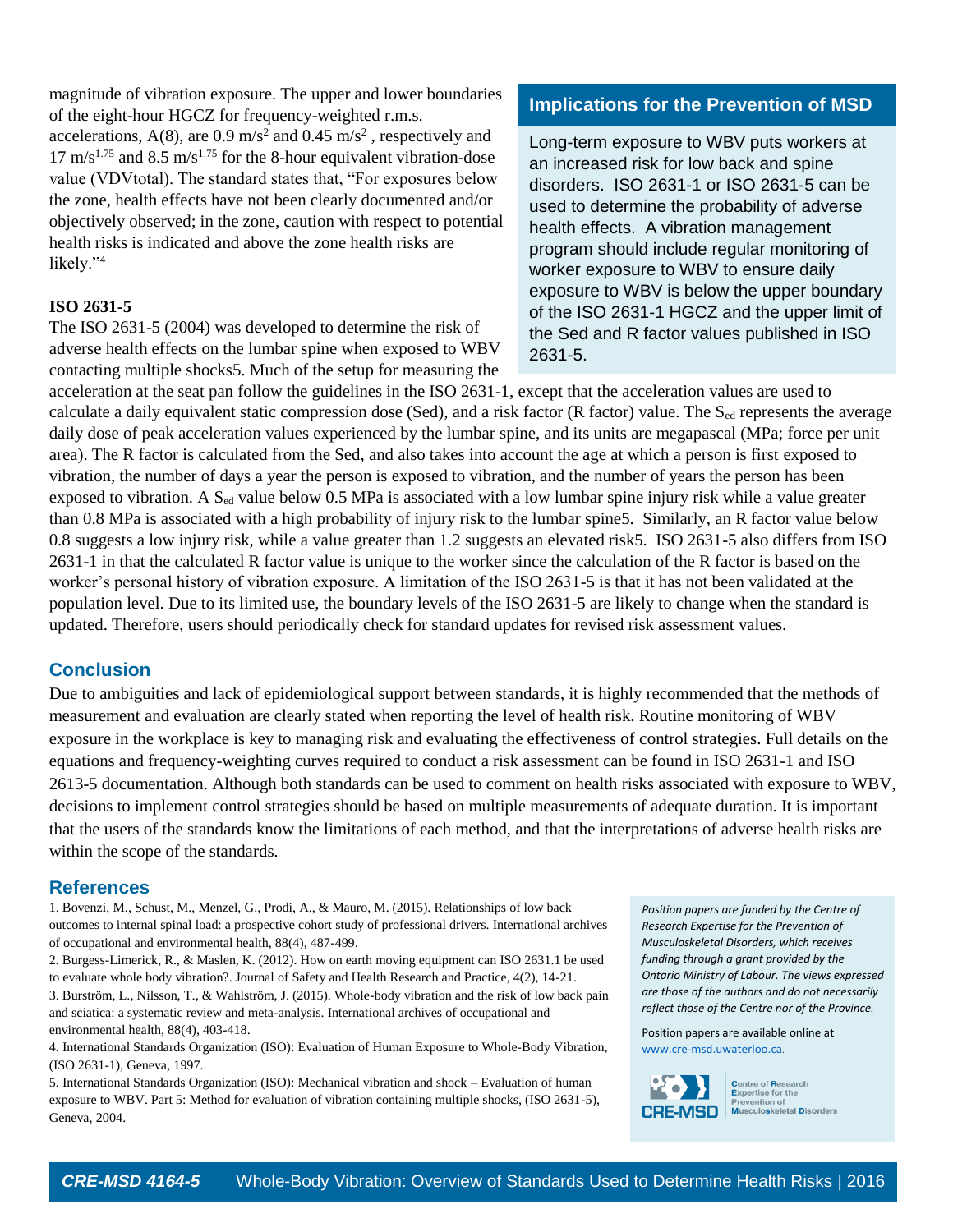magnitude of vibration exposure. The upper and lower boundaries of the eight-hour HGCZ for frequency-weighted r.m.s. accelerations, A(8), are 0.9 $m/s^2$ and 0.45 $m/s^2$ , respectively and 17 $m/s^{1.75}$ and 8.5 $m/s^{1.75}$ for the 8-hour equivalent vibration-dose value (VDVtotal). The standard states that, "For exposures below the zone, health effects have not been clearly documented and/or objectively observed; in the zone, caution with respect to potential health risks is indicated and above the zone health risks are likely."[4]

**ISO 2631-5**

The ISO 2631-5 (2004) was developed to determine the risk of adverse health effects on the lumbar spine when exposed to WBV contacting multiple shocks5. Much of the setup for measuring the acceleration at the seat pan follow the guidelines in the ISO 2631-1, except that the acceleration values are used to calculate a daily equivalent static compression dose (Sed), and a risk factor (R factor) value. The $S_{ed}$ represents the average daily dose of peak acceleration values experienced by the lumbar spine, and its units are megapascal (MPa; force per unit area). The R factor is calculated from the Sed, and also takes into account the age at which a person is first exposed to vibration, the number of days a year the person is exposed to vibration, and the number of years the person has been exposed to vibration. A $S_{ed}$ value below 0.5 MPa is associated with a low lumbar spine injury risk while a value greater than 0.8 MPa is associated with a high probability of injury risk to the lumbar spine5. Similarly, an R factor value below 0.8 suggests a low injury risk, while a value greater than 1.2 suggests an elevated risk5. ISO 2631-5 also differs from ISO 2631-1 in that the calculated R factor value is unique to the worker since the calculation of the R factor is based on the worker's personal history of vibration exposure. A limitation of the ISO 2631-5 is that it has not been validated at the population level. Due to its limited use, the boundary levels of the ISO 2631-5 are likely to change when the standard is updated. Therefore, users should periodically check for standard updates for revised risk assessment values.

## Implications for the Prevention of MSD

Long-term exposure to WBV puts workers at an increased risk for low back and spine disorders. ISO 2631-1 or ISO 2631-5 can be used to determine the probability of adverse health effects. A vibration management program should include regular monitoring of worker exposure to WBV to ensure daily exposure to WBV is below the upper boundary of the ISO 2631-1 HGCZ and the upper limit of the Sed and R factor values published in ISO 2631-5.

## Conclusion

Due to ambiguities and lack of epidemiological support between standards, it is highly recommended that the methods of measurement and evaluation are clearly stated when reporting the level of health risk. Routine monitoring of WBV exposure in the workplace is key to managing risk and evaluating the effectiveness of control strategies. Full details on the equations and frequency-weighting curves required to conduct a risk assessment can be found in ISO 2631-1 and ISO 2613-5 documentation. Although both standards can be used to comment on health risks associated with exposure to WBV, decisions to implement control strategies should be based on multiple measurements of adequate duration. It is important that the users of the standards know the limitations of each method, and that the interpretations of adverse health risks are within the scope of the standards.

## References

1. Bovenzi, M., Schust, M., Menzel, G., Prodi, A., & Mauro, M. (2015). Relationships of low back outcomes to internal spinal load: a prospective cohort study of professional drivers. International archives of occupational and environmental health, 88(4), 487-499.
2. Burgess-Limerick, R., & Maslen, K. (2012). How on earth moving equipment can ISO 2631.1 be used to evaluate whole body vibration?. Journal of Safety and Health Research and Practice, 4(2), 14-21.
3. Burström, L., Nilsson, T., & Wahlström, J. (2015). Whole-body vibration and the risk of low back pain and sciatica: a systematic review and meta-analysis. International archives of occupational and environmental health, 88(4), 403-418.
4. International Standards Organization (ISO): Evaluation of Human Exposure to Whole-Body Vibration, (ISO 2631-1), Geneva, 1997.
5. International Standards Organization (ISO): Mechanical vibration and shock – Evaluation of human exposure to WBV. Part 5: Method for evaluation of vibration containing multiple shocks, (ISO 2631-5), Geneva, 2004.

*Position papers are funded by the Centre of Research Expertise for the Prevention of Musculoskeletal Disorders, which receives funding through a grant provided by the Ontario Ministry of Labour. The views expressed are those of the authors and do not necessarily reflect those of the Centre nor of the Province.*

Position papers are available online at www.cre-msd.uwaterloo.ca.

CRE-MSD Centre of Research Expertise for the Prevention of Musculoskeletal Disorders

**CRE-MSD 4164-5** Whole-Body Vibration: Overview of Standards Used to Determine Health Risks | 2016